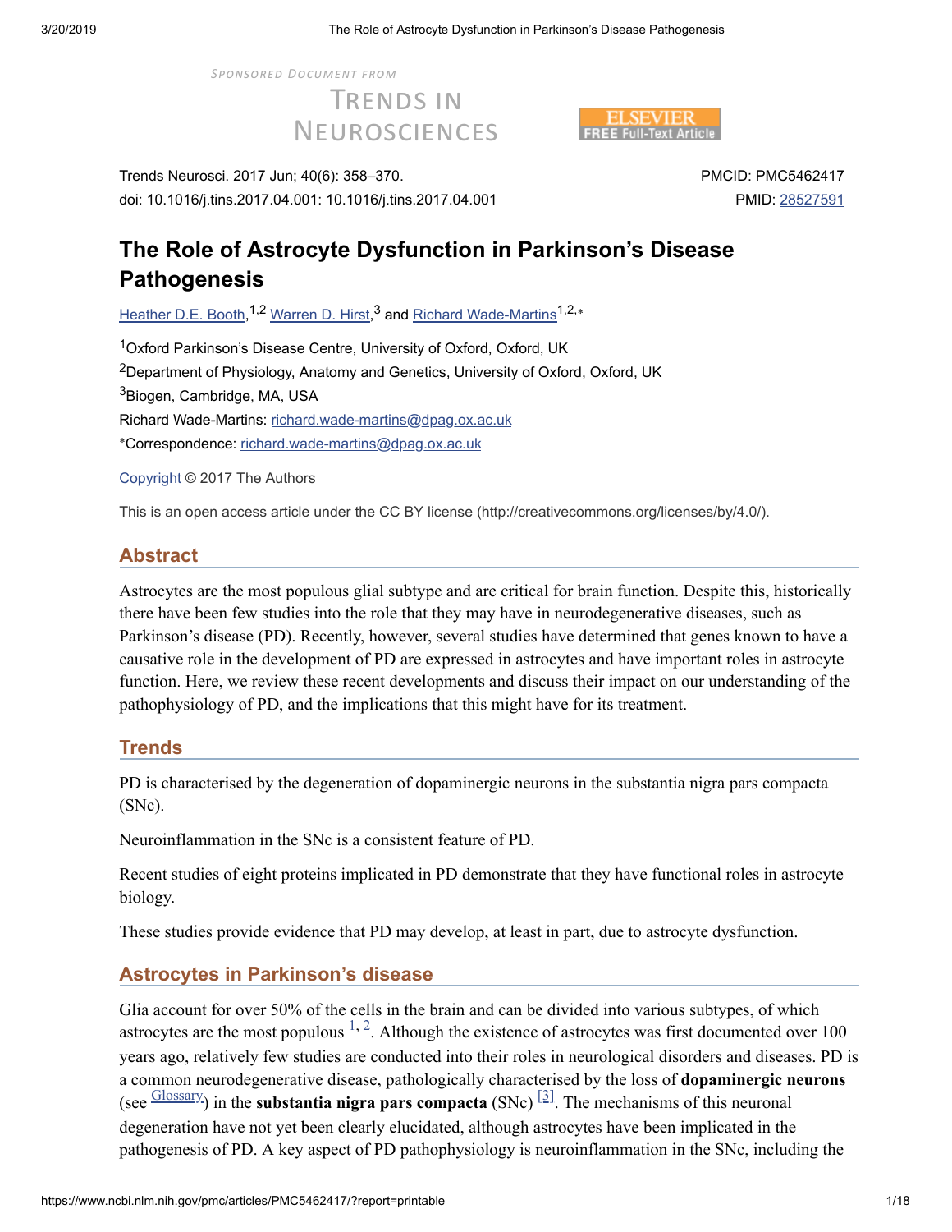Sponsored Document from

Trends in Neurosciences

Trends Neurosci. 2017 Jun; 40(6): 358–370.
doi: 10.1016/j.tins.2017.04.001: 10.1016/j.tins.2017.04.001

PMCID: PMC5462417
PMID: 28527591

# The Role of Astrocyte Dysfunction in Parkinson's Disease Pathogenesis

Heather D.E. Booth,[1,2] Warren D. Hirst,[3] and Richard Wade-Martins[1,2,*]

[1]Oxford Parkinson's Disease Centre, University of Oxford, Oxford, UK

[2]Department of Physiology, Anatomy and Genetics, University of Oxford, Oxford, UK

[3]Biogen, Cambridge, MA, USA

Richard Wade-Martins: richard.wade-martins@dpag.ox.ac.uk

*Correspondence: richard.wade-martins@dpag.ox.ac.uk

Copyright © 2017 The Authors

This is an open access article under the CC BY license (http://creativecommons.org/licenses/by/4.0/).

## Abstract

Astrocytes are the most populous glial subtype and are critical for brain function. Despite this, historically there have been few studies into the role that they may have in neurodegenerative diseases, such as Parkinson's disease (PD). Recently, however, several studies have determined that genes known to have a causative role in the development of PD are expressed in astrocytes and have important roles in astrocyte function. Here, we review these recent developments and discuss their impact on our understanding of the pathophysiology of PD, and the implications that this might have for its treatment.

## Trends

PD is characterised by the degeneration of dopaminergic neurons in the substantia nigra pars compacta (SNc).

Neuroinflammation in the SNc is a consistent feature of PD.

Recent studies of eight proteins implicated in PD demonstrate that they have functional roles in astrocyte biology.

These studies provide evidence that PD may develop, at least in part, due to astrocyte dysfunction.

## Astrocytes in Parkinson's disease

Glia account for over 50% of the cells in the brain and can be divided into various subtypes, of which astrocytes are the most populous [1, 2]. Although the existence of astrocytes was first documented over 100 years ago, relatively few studies are conducted into their roles in neurological disorders and diseases. PD is a common neurodegenerative disease, pathologically characterised by the loss of **dopaminergic neurons** (see Glossary) in the **substantia nigra pars compacta** (SNc) [3]. The mechanisms of this neuronal degeneration have not yet been clearly elucidated, although astrocytes have been implicated in the pathogenesis of PD. A key aspect of PD pathophysiology is neuroinflammation in the SNc, including the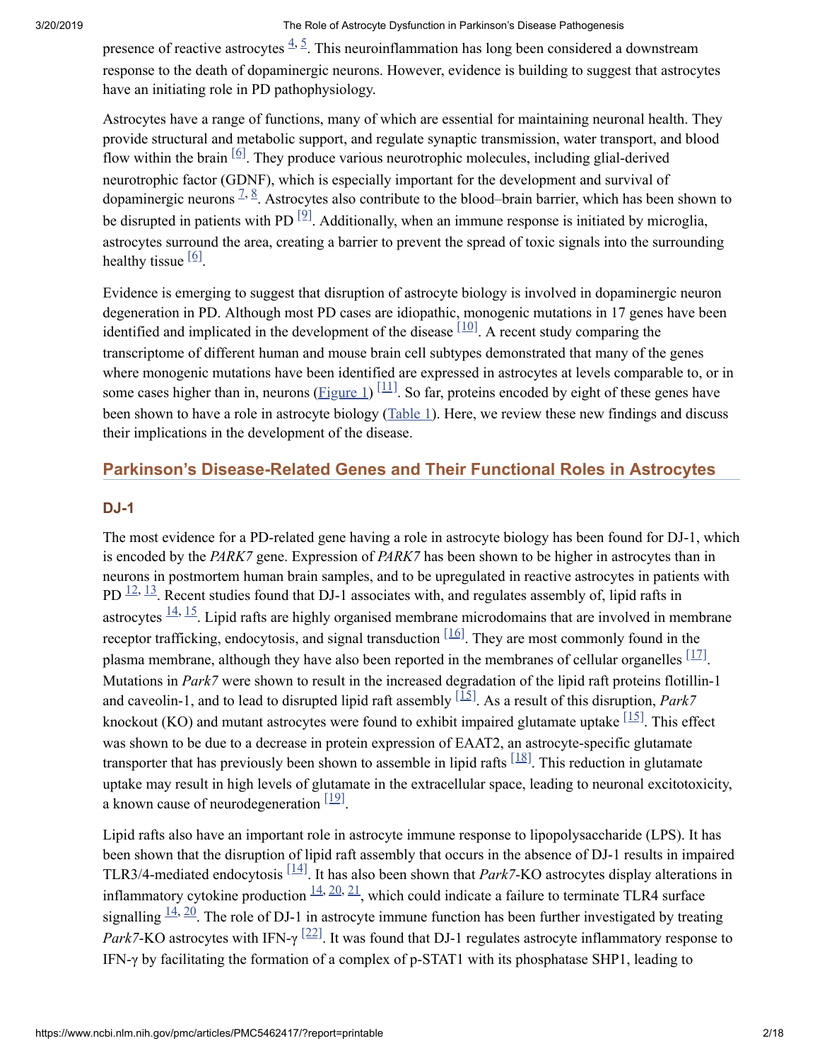presence of reactive astrocytes [4, 5]. This neuroinflammation has long been considered a downstream response to the death of dopaminergic neurons. However, evidence is building to suggest that astrocytes have an initiating role in PD pathophysiology.

Astrocytes have a range of functions, many of which are essential for maintaining neuronal health. They provide structural and metabolic support, and regulate synaptic transmission, water transport, and blood flow within the brain [6]. They produce various neurotrophic molecules, including glial-derived neurotrophic factor (GDNF), which is especially important for the development and survival of dopaminergic neurons [7, 8]. Astrocytes also contribute to the blood–brain barrier, which has been shown to be disrupted in patients with PD [9]. Additionally, when an immune response is initiated by microglia, astrocytes surround the area, creating a barrier to prevent the spread of toxic signals into the surrounding healthy tissue [6].

Evidence is emerging to suggest that disruption of astrocyte biology is involved in dopaminergic neuron degeneration in PD. Although most PD cases are idiopathic, monogenic mutations in 17 genes have been identified and implicated in the development of the disease [10]. A recent study comparing the transcriptome of different human and mouse brain cell subtypes demonstrated that many of the genes where monogenic mutations have been identified are expressed in astrocytes at levels comparable to, or in some cases higher than in, neurons (Figure 1) [11]. So far, proteins encoded by eight of these genes have been shown to have a role in astrocyte biology (Table 1). Here, we review these new findings and discuss their implications in the development of the disease.

## Parkinson's Disease-Related Genes and Their Functional Roles in Astrocytes

### DJ-1

The most evidence for a PD-related gene having a role in astrocyte biology has been found for DJ-1, which is encoded by the *PARK7* gene. Expression of *PARK7* has been shown to be higher in astrocytes than in neurons in postmortem human brain samples, and to be upregulated in reactive astrocytes in patients with PD [12, 13]. Recent studies found that DJ-1 associates with, and regulates assembly of, lipid rafts in astrocytes [14, 15]. Lipid rafts are highly organised membrane microdomains that are involved in membrane receptor trafficking, endocytosis, and signal transduction [16]. They are most commonly found in the plasma membrane, although they have also been reported in the membranes of cellular organelles [17]. Mutations in *Park7* were shown to result in the increased degradation of the lipid raft proteins flotillin-1 and caveolin-1, and to lead to disrupted lipid raft assembly [15]. As a result of this disruption, *Park7* knockout (KO) and mutant astrocytes were found to exhibit impaired glutamate uptake [15]. This effect was shown to be due to a decrease in protein expression of EAAT2, an astrocyte-specific glutamate transporter that has previously been shown to assemble in lipid rafts [18]. This reduction in glutamate uptake may result in high levels of glutamate in the extracellular space, leading to neuronal excitotoxicity, a known cause of neurodegeneration [19].

Lipid rafts also have an important role in astrocyte immune response to lipopolysaccharide (LPS). It has been shown that the disruption of lipid raft assembly that occurs in the absence of DJ-1 results in impaired TLR3/4-mediated endocytosis [14]. It has also been shown that *Park7*-KO astrocytes display alterations in inflammatory cytokine production [14, 20, 21], which could indicate a failure to terminate TLR4 surface signalling [14, 20]. The role of DJ-1 in astrocyte immune function has been further investigated by treating *Park7*-KO astrocytes with IFN-γ [22]. It was found that DJ-1 regulates astrocyte inflammatory response to IFN-γ by facilitating the formation of a complex of p-STAT1 with its phosphatase SHP1, leading to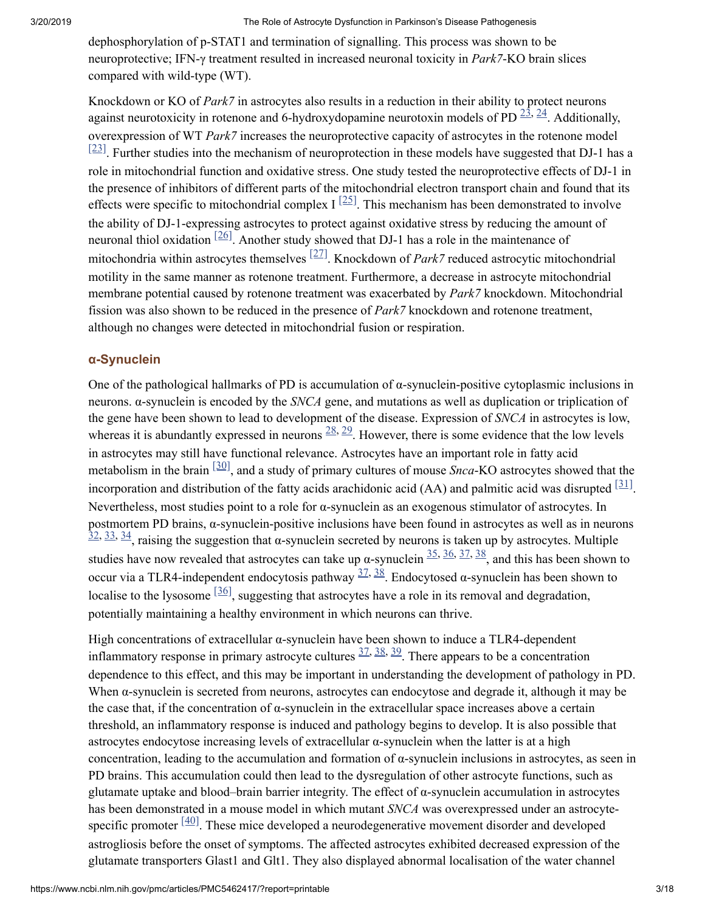dephosphorylation of p-STAT1 and termination of signalling. This process was shown to be neuroprotective; IFN-γ treatment resulted in increased neuronal toxicity in *Park7*-KO brain slices compared with wild-type (WT).

Knockdown or KO of *Park7* in astrocytes also results in a reduction in their ability to protect neurons against neurotoxicity in rotenone and 6-hydroxydopamine neurotoxin models of PD [23, 24]. Additionally, overexpression of WT *Park7* increases the neuroprotective capacity of astrocytes in the rotenone model [23]. Further studies into the mechanism of neuroprotection in these models have suggested that DJ-1 has a role in mitochondrial function and oxidative stress. One study tested the neuroprotective effects of DJ-1 in the presence of inhibitors of different parts of the mitochondrial electron transport chain and found that its effects were specific to mitochondrial complex I [25]. This mechanism has been demonstrated to involve the ability of DJ-1-expressing astrocytes to protect against oxidative stress by reducing the amount of neuronal thiol oxidation [26]. Another study showed that DJ-1 has a role in the maintenance of mitochondria within astrocytes themselves [27]. Knockdown of *Park7* reduced astrocytic mitochondrial motility in the same manner as rotenone treatment. Furthermore, a decrease in astrocyte mitochondrial membrane potential caused by rotenone treatment was exacerbated by *Park7* knockdown. Mitochondrial fission was also shown to be reduced in the presence of *Park7* knockdown and rotenone treatment, although no changes were detected in mitochondrial fusion or respiration.

### α-Synuclein

One of the pathological hallmarks of PD is accumulation of α-synuclein-positive cytoplasmic inclusions in neurons. α-synuclein is encoded by the *SNCA* gene, and mutations as well as duplication or triplication of the gene have been shown to lead to development of the disease. Expression of *SNCA* in astrocytes is low, whereas it is abundantly expressed in neurons [28, 29]. However, there is some evidence that the low levels in astrocytes may still have functional relevance. Astrocytes have an important role in fatty acid metabolism in the brain [30], and a study of primary cultures of mouse *Snca*-KO astrocytes showed that the incorporation and distribution of the fatty acids arachidonic acid (AA) and palmitic acid was disrupted [31]. Nevertheless, most studies point to a role for α-synuclein as an exogenous stimulator of astrocytes. In postmortem PD brains, α-synuclein-positive inclusions have been found in astrocytes as well as in neurons [32, 33, 34], raising the suggestion that α-synuclein secreted by neurons is taken up by astrocytes. Multiple studies have now revealed that astrocytes can take up α-synuclein [35, 36, 37, 38], and this has been shown to occur via a TLR4-independent endocytosis pathway [37, 38]. Endocytosed α-synuclein has been shown to localise to the lysosome [36], suggesting that astrocytes have a role in its removal and degradation, potentially maintaining a healthy environment in which neurons can thrive.

High concentrations of extracellular α-synuclein have been shown to induce a TLR4-dependent inflammatory response in primary astrocyte cultures [37, 38, 39]. There appears to be a concentration dependence to this effect, and this may be important in understanding the development of pathology in PD. When α-synuclein is secreted from neurons, astrocytes can endocytose and degrade it, although it may be the case that, if the concentration of α-synuclein in the extracellular space increases above a certain threshold, an inflammatory response is induced and pathology begins to develop. It is also possible that astrocytes endocytose increasing levels of extracellular α-synuclein when the latter is at a high concentration, leading to the accumulation and formation of α-synuclein inclusions in astrocytes, as seen in PD brains. This accumulation could then lead to the dysregulation of other astrocyte functions, such as glutamate uptake and blood–brain barrier integrity. The effect of α-synuclein accumulation in astrocytes has been demonstrated in a mouse model in which mutant *SNCA* was overexpressed under an astrocyte-specific promoter [40]. These mice developed a neurodegenerative movement disorder and developed astrogliosis before the onset of symptoms. The affected astrocytes exhibited decreased expression of the glutamate transporters Glast1 and Glt1. They also displayed abnormal localisation of the water channel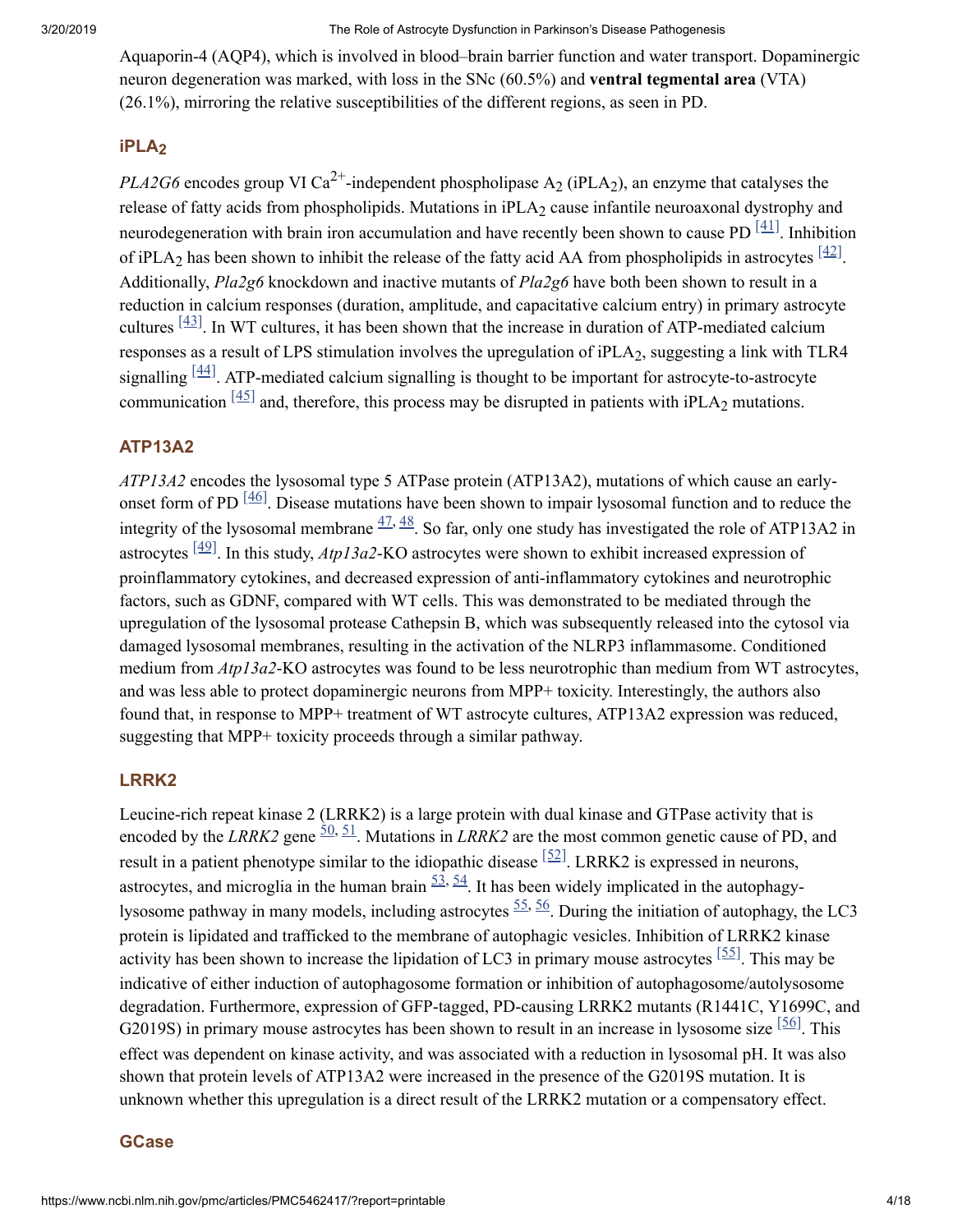Aquaporin-4 (AQP4), which is involved in blood–brain barrier function and water transport. Dopaminergic neuron degeneration was marked, with loss in the SNc (60.5%) and **ventral tegmental area** (VTA) (26.1%), mirroring the relative susceptibilities of the different regions, as seen in PD.

### iPLA$_2$

*PLA2G6* encodes group VI $Ca^{2+}$-independent phospholipase $A_2$ (iPLA$_2$), an enzyme that catalyses the release of fatty acids from phospholipids. Mutations in iPLA$_2$ cause infantile neuroaxonal dystrophy and neurodegeneration with brain iron accumulation and have recently been shown to cause PD [41]. Inhibition of iPLA$_2$ has been shown to inhibit the release of the fatty acid AA from phospholipids in astrocytes [42]. Additionally, *Pla2g6* knockdown and inactive mutants of *Pla2g6* have both been shown to result in a reduction in calcium responses (duration, amplitude, and capacitative calcium entry) in primary astrocyte cultures [43]. In WT cultures, it has been shown that the increase in duration of ATP-mediated calcium responses as a result of LPS stimulation involves the upregulation of iPLA$_2$, suggesting a link with TLR4 signalling [44]. ATP-mediated calcium signalling is thought to be important for astrocyte-to-astrocyte communication [45] and, therefore, this process may be disrupted in patients with iPLA$_2$ mutations.

### ATP13A2

*ATP13A2* encodes the lysosomal type 5 ATPase protein (ATP13A2), mutations of which cause an early-onset form of PD [46]. Disease mutations have been shown to impair lysosomal function and to reduce the integrity of the lysosomal membrane [47, 48]. So far, only one study has investigated the role of ATP13A2 in astrocytes [49]. In this study, *Atp13a2*-KO astrocytes were shown to exhibit increased expression of proinflammatory cytokines, and decreased expression of anti-inflammatory cytokines and neurotrophic factors, such as GDNF, compared with WT cells. This was demonstrated to be mediated through the upregulation of the lysosomal protease Cathepsin B, which was subsequently released into the cytosol via damaged lysosomal membranes, resulting in the activation of the NLRP3 inflammasome. Conditioned medium from *Atp13a2*-KO astrocytes was found to be less neurotrophic than medium from WT astrocytes, and was less able to protect dopaminergic neurons from MPP+ toxicity. Interestingly, the authors also found that, in response to MPP+ treatment of WT astrocyte cultures, ATP13A2 expression was reduced, suggesting that MPP+ toxicity proceeds through a similar pathway.

### LRRK2

Leucine-rich repeat kinase 2 (LRRK2) is a large protein with dual kinase and GTPase activity that is encoded by the *LRRK2* gene [50, 51]. Mutations in *LRRK2* are the most common genetic cause of PD, and result in a patient phenotype similar to the idiopathic disease [52]. LRRK2 is expressed in neurons, astrocytes, and microglia in the human brain [53, 54]. It has been widely implicated in the autophagy-lysosome pathway in many models, including astrocytes [55, 56]. During the initiation of autophagy, the LC3 protein is lipidated and trafficked to the membrane of autophagic vesicles. Inhibition of LRRK2 kinase activity has been shown to increase the lipidation of LC3 in primary mouse astrocytes [55]. This may be indicative of either induction of autophagosome formation or inhibition of autophagosome/autolysosome degradation. Furthermore, expression of GFP-tagged, PD-causing LRRK2 mutants (R1441C, Y1699C, and G2019S) in primary mouse astrocytes has been shown to result in an increase in lysosome size [56]. This effect was dependent on kinase activity, and was associated with a reduction in lysosomal pH. It was also shown that protein levels of ATP13A2 were increased in the presence of the G2019S mutation. It is unknown whether this upregulation is a direct result of the LRRK2 mutation or a compensatory effect.

### GCase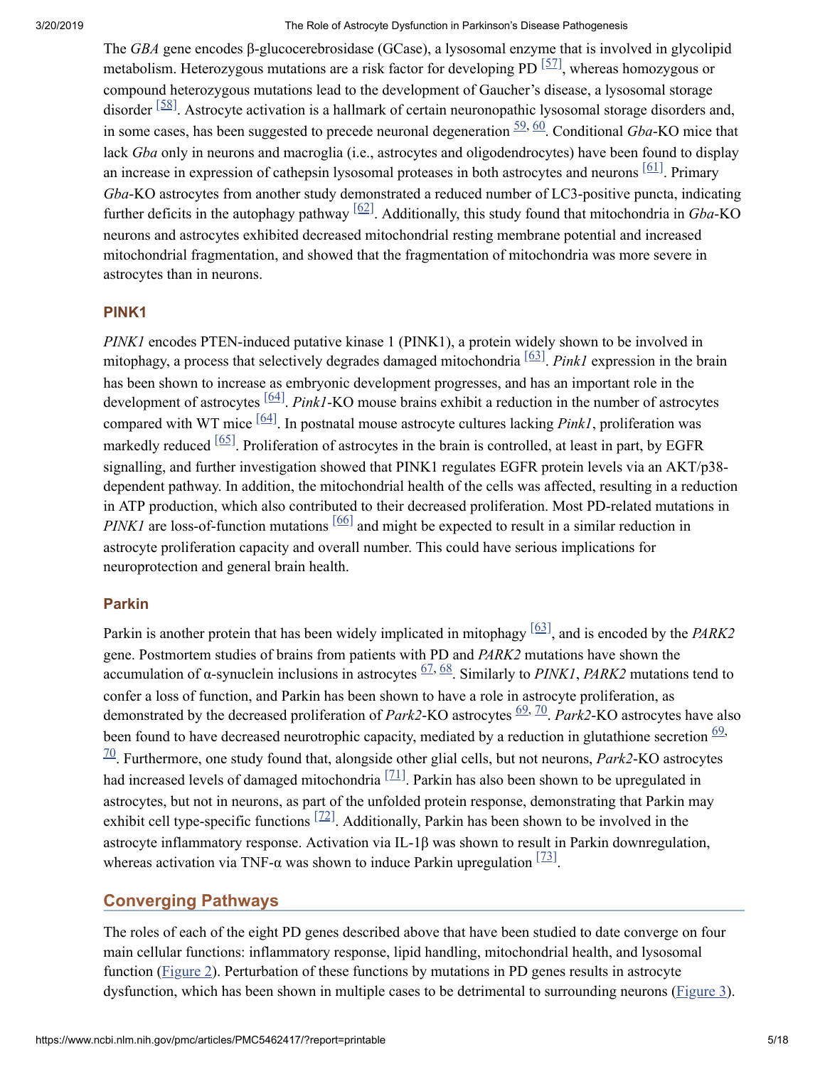The *GBA* gene encodes β-glucocerebrosidase (GCase), a lysosomal enzyme that is involved in glycolipid metabolism. Heterozygous mutations are a risk factor for developing PD [57], whereas homozygous or compound heterozygous mutations lead to the development of Gaucher's disease, a lysosomal storage disorder [58]. Astrocyte activation is a hallmark of certain neuronopathic lysosomal storage disorders and, in some cases, has been suggested to precede neuronal degeneration [59, 60]. Conditional *Gba*-KO mice that lack *Gba* only in neurons and macroglia (i.e., astrocytes and oligodendrocytes) have been found to display an increase in expression of cathepsin lysosomal proteases in both astrocytes and neurons [61]. Primary *Gba*-KO astrocytes from another study demonstrated a reduced number of LC3-positive puncta, indicating further deficits in the autophagy pathway [62]. Additionally, this study found that mitochondria in *Gba*-KO neurons and astrocytes exhibited decreased mitochondrial resting membrane potential and increased mitochondrial fragmentation, and showed that the fragmentation of mitochondria was more severe in astrocytes than in neurons.

### PINK1

*PINK1* encodes PTEN-induced putative kinase 1 (PINK1), a protein widely shown to be involved in mitophagy, a process that selectively degrades damaged mitochondria [63]. *Pink1* expression in the brain has been shown to increase as embryonic development progresses, and has an important role in the development of astrocytes [64]. *Pink1*-KO mouse brains exhibit a reduction in the number of astrocytes compared with WT mice [64]. In postnatal mouse astrocyte cultures lacking *Pink1*, proliferation was markedly reduced [65]. Proliferation of astrocytes in the brain is controlled, at least in part, by EGFR signalling, and further investigation showed that PINK1 regulates EGFR protein levels via an AKT/p38-dependent pathway. In addition, the mitochondrial health of the cells was affected, resulting in a reduction in ATP production, which also contributed to their decreased proliferation. Most PD-related mutations in *PINK1* are loss-of-function mutations [66] and might be expected to result in a similar reduction in astrocyte proliferation capacity and overall number. This could have serious implications for neuroprotection and general brain health.

### Parkin

Parkin is another protein that has been widely implicated in mitophagy [63], and is encoded by the *PARK2* gene. Postmortem studies of brains from patients with PD and *PARK2* mutations have shown the accumulation of α-synuclein inclusions in astrocytes [67, 68]. Similarly to *PINK1*, *PARK2* mutations tend to confer a loss of function, and Parkin has been shown to have a role in astrocyte proliferation, as demonstrated by the decreased proliferation of *Park2*-KO astrocytes [69, 70]. *Park2*-KO astrocytes have also been found to have decreased neurotrophic capacity, mediated by a reduction in glutathione secretion [69, 70]. Furthermore, one study found that, alongside other glial cells, but not neurons, *Park2*-KO astrocytes had increased levels of damaged mitochondria [71]. Parkin has also been shown to be upregulated in astrocytes, but not in neurons, as part of the unfolded protein response, demonstrating that Parkin may exhibit cell type-specific functions [72]. Additionally, Parkin has been shown to be involved in the astrocyte inflammatory response. Activation via IL-1β was shown to result in Parkin downregulation, whereas activation via TNF-α was shown to induce Parkin upregulation [73].

## Converging Pathways

The roles of each of the eight PD genes described above that have been studied to date converge on four main cellular functions: inflammatory response, lipid handling, mitochondrial health, and lysosomal function (Figure 2). Perturbation of these functions by mutations in PD genes results in astrocyte dysfunction, which has been shown in multiple cases to be detrimental to surrounding neurons (Figure 3).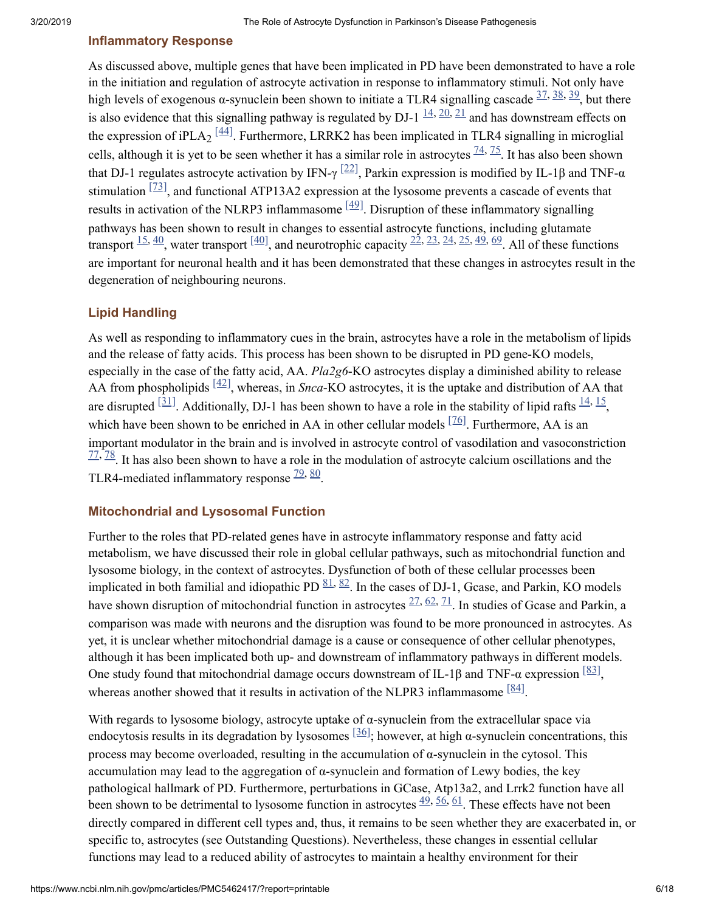### Inflammatory Response

As discussed above, multiple genes that have been implicated in PD have been demonstrated to have a role in the initiation and regulation of astrocyte activation in response to inflammatory stimuli. Not only have high levels of exogenous α-synuclein been shown to initiate a TLR4 signalling cascade [37, 38, 39], but there is also evidence that this signalling pathway is regulated by DJ-1 [14, 20, 21] and has downstream effects on the expression of $iPLA_2$ [44]. Furthermore, LRRK2 has been implicated in TLR4 signalling in microglial cells, although it is yet to be seen whether it has a similar role in astrocytes [74, 75]. It has also been shown that DJ-1 regulates astrocyte activation by IFN-γ [22], Parkin expression is modified by IL-1β and TNF-α stimulation [73], and functional ATP13A2 expression at the lysosome prevents a cascade of events that results in activation of the NLRP3 inflammasome [49]. Disruption of these inflammatory signalling pathways has been shown to result in changes to essential astrocyte functions, including glutamate transport [15, 40], water transport [40], and neurotrophic capacity [22, 23, 24, 25, 49, 69]. All of these functions are important for neuronal health and it has been demonstrated that these changes in astrocytes result in the degeneration of neighbouring neurons.

### Lipid Handling

As well as responding to inflammatory cues in the brain, astrocytes have a role in the metabolism of lipids and the release of fatty acids. This process has been shown to be disrupted in PD gene-KO models, especially in the case of the fatty acid, AA. *Pla2g6*-KO astrocytes display a diminished ability to release AA from phospholipids [42], whereas, in *Snca*-KO astrocytes, it is the uptake and distribution of AA that are disrupted [31]. Additionally, DJ-1 has been shown to have a role in the stability of lipid rafts [14, 15], which have been shown to be enriched in AA in other cellular models [76]. Furthermore, AA is an important modulator in the brain and is involved in astrocyte control of vasodilation and vasoconstriction [77, 78]. It has also been shown to have a role in the modulation of astrocyte calcium oscillations and the TLR4-mediated inflammatory response [79, 80].

### Mitochondrial and Lysosomal Function

Further to the roles that PD-related genes have in astrocyte inflammatory response and fatty acid metabolism, we have discussed their role in global cellular pathways, such as mitochondrial function and lysosome biology, in the context of astrocytes. Dysfunction of both of these cellular processes been implicated in both familial and idiopathic PD [81, 82]. In the cases of DJ-1, Gcase, and Parkin, KO models have shown disruption of mitochondrial function in astrocytes [27, 62, 71]. In studies of Gcase and Parkin, a comparison was made with neurons and the disruption was found to be more pronounced in astrocytes. As yet, it is unclear whether mitochondrial damage is a cause or consequence of other cellular phenotypes, although it has been implicated both up- and downstream of inflammatory pathways in different models. One study found that mitochondrial damage occurs downstream of IL-1β and TNF-α expression [83], whereas another showed that it results in activation of the NLRP3 inflammasome [84].

With regards to lysosome biology, astrocyte uptake of α-synuclein from the extracellular space via endocytosis results in its degradation by lysosomes [36]; however, at high α-synuclein concentrations, this process may become overloaded, resulting in the accumulation of α-synuclein in the cytosol. This accumulation may lead to the aggregation of α-synuclein and formation of Lewy bodies, the key pathological hallmark of PD. Furthermore, perturbations in GCase, Atp13a2, and Lrrk2 function have all been shown to be detrimental to lysosome function in astrocytes [49, 56, 61]. These effects have not been directly compared in different cell types and, thus, it remains to be seen whether they are exacerbated in, or specific to, astrocytes (see Outstanding Questions). Nevertheless, these changes in essential cellular functions may lead to a reduced ability of astrocytes to maintain a healthy environment for their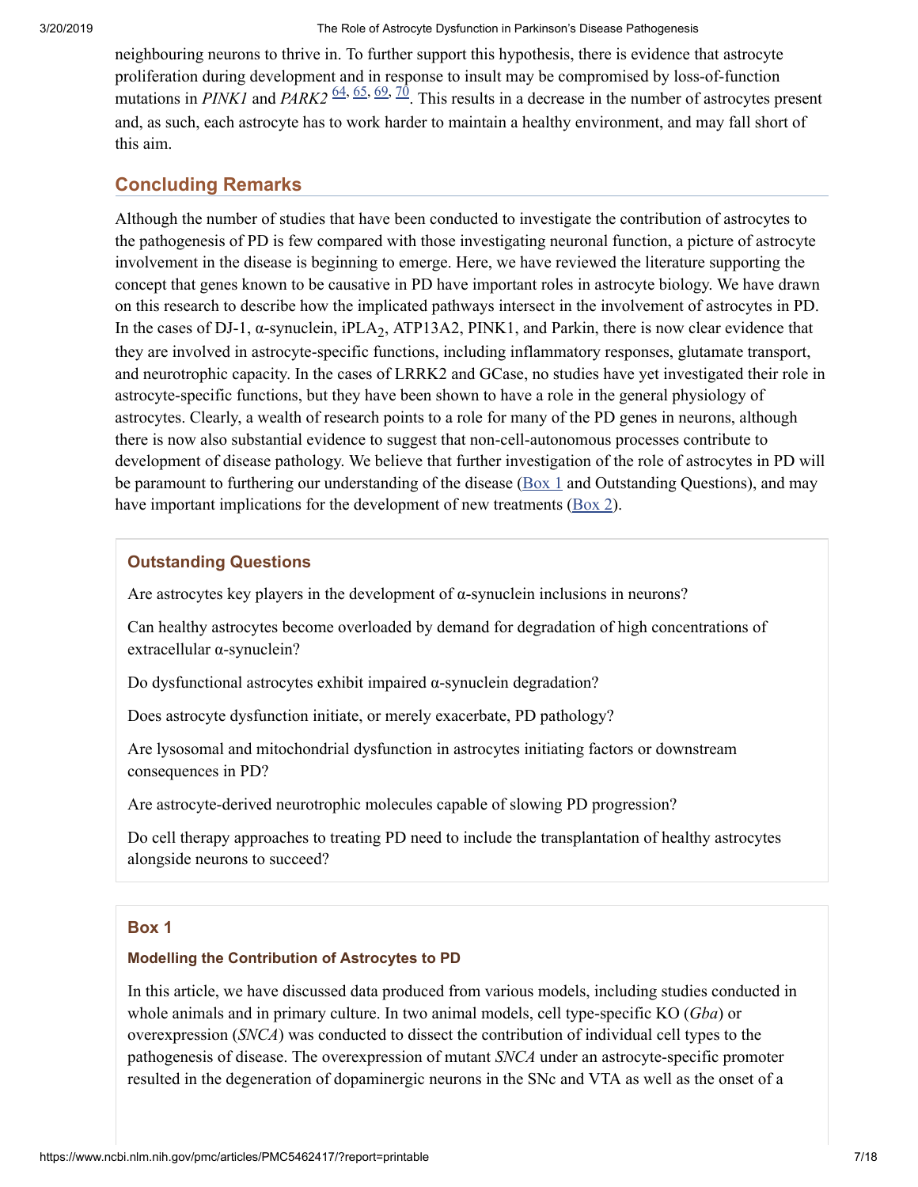neighbouring neurons to thrive in. To further support this hypothesis, there is evidence that astrocyte proliferation during development and in response to insult may be compromised by loss-of-function mutations in *PINK1* and *PARK2* [64, 65, 69, 70]. This results in a decrease in the number of astrocytes present and, as such, each astrocyte has to work harder to maintain a healthy environment, and may fall short of this aim.

## Concluding Remarks

Although the number of studies that have been conducted to investigate the contribution of astrocytes to the pathogenesis of PD is few compared with those investigating neuronal function, a picture of astrocyte involvement in the disease is beginning to emerge. Here, we have reviewed the literature supporting the concept that genes known to be causative in PD have important roles in astrocyte biology. We have drawn on this research to describe how the implicated pathways intersect in the involvement of astrocytes in PD. In the cases of DJ-1, α-synuclein, $iPLA_2$, ATP13A2, PINK1, and Parkin, there is now clear evidence that they are involved in astrocyte-specific functions, including inflammatory responses, glutamate transport, and neurotrophic capacity. In the cases of LRRK2 and GCase, no studies have yet investigated their role in astrocyte-specific functions, but they have been shown to have a role in the general physiology of astrocytes. Clearly, a wealth of research points to a role for many of the PD genes in neurons, although there is now also substantial evidence to suggest that non-cell-autonomous processes contribute to development of disease pathology. We believe that further investigation of the role of astrocytes in PD will be paramount to furthering our understanding of the disease (Box 1 and Outstanding Questions), and may have important implications for the development of new treatments (Box 2).

### Outstanding Questions

Are astrocytes key players in the development of α-synuclein inclusions in neurons?

Can healthy astrocytes become overloaded by demand for degradation of high concentrations of extracellular α-synuclein?

Do dysfunctional astrocytes exhibit impaired α-synuclein degradation?

Does astrocyte dysfunction initiate, or merely exacerbate, PD pathology?

Are lysosomal and mitochondrial dysfunction in astrocytes initiating factors or downstream consequences in PD?

Are astrocyte-derived neurotrophic molecules capable of slowing PD progression?

Do cell therapy approaches to treating PD need to include the transplantation of healthy astrocytes alongside neurons to succeed?

### Box 1

#### Modelling the Contribution of Astrocytes to PD

In this article, we have discussed data produced from various models, including studies conducted in whole animals and in primary culture. In two animal models, cell type-specific KO (*Gba*) or overexpression (*SNCA*) was conducted to dissect the contribution of individual cell types to the pathogenesis of disease. The overexpression of mutant *SNCA* under an astrocyte-specific promoter resulted in the degeneration of dopaminergic neurons in the SNc and VTA as well as the onset of a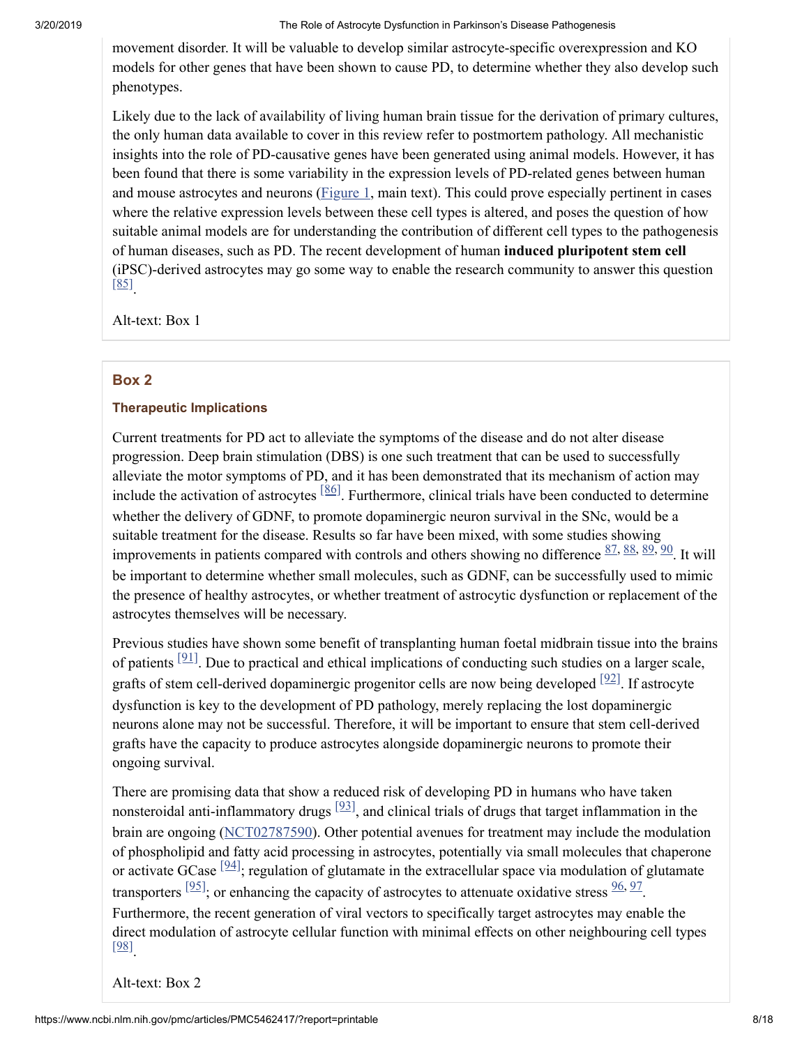movement disorder. It will be valuable to develop similar astrocyte-specific overexpression and KO models for other genes that have been shown to cause PD, to determine whether they also develop such phenotypes.

Likely due to the lack of availability of living human brain tissue for the derivation of primary cultures, the only human data available to cover in this review refer to postmortem pathology. All mechanistic insights into the role of PD-causative genes have been generated using animal models. However, it has been found that there is some variability in the expression levels of PD-related genes between human and mouse astrocytes and neurons (Figure 1, main text). This could prove especially pertinent in cases where the relative expression levels between these cell types is altered, and poses the question of how suitable animal models are for understanding the contribution of different cell types to the pathogenesis of human diseases, such as PD. The recent development of human **induced pluripotent stem cell** (iPSC)-derived astrocytes may go some way to enable the research community to answer this question [85].

Alt-text: Box 1

## Box 2

### Therapeutic Implications

Current treatments for PD act to alleviate the symptoms of the disease and do not alter disease progression. Deep brain stimulation (DBS) is one such treatment that can be used to successfully alleviate the motor symptoms of PD, and it has been demonstrated that its mechanism of action may include the activation of astrocytes [86]. Furthermore, clinical trials have been conducted to determine whether the delivery of GDNF, to promote dopaminergic neuron survival in the SNc, would be a suitable treatment for the disease. Results so far have been mixed, with some studies showing improvements in patients compared with controls and others showing no difference [87, 88, 89, 90]. It will be important to determine whether small molecules, such as GDNF, can be successfully used to mimic the presence of healthy astrocytes, or whether treatment of astrocytic dysfunction or replacement of the astrocytes themselves will be necessary.

Previous studies have shown some benefit of transplanting human foetal midbrain tissue into the brains of patients [91]. Due to practical and ethical implications of conducting such studies on a larger scale, grafts of stem cell-derived dopaminergic progenitor cells are now being developed [92]. If astrocyte dysfunction is key to the development of PD pathology, merely replacing the lost dopaminergic neurons alone may not be successful. Therefore, it will be important to ensure that stem cell-derived grafts have the capacity to produce astrocytes alongside dopaminergic neurons to promote their ongoing survival.

There are promising data that show a reduced risk of developing PD in humans who have taken nonsteroidal anti-inflammatory drugs [93], and clinical trials of drugs that target inflammation in the brain are ongoing (NCT02787590). Other potential avenues for treatment may include the modulation of phospholipid and fatty acid processing in astrocytes, potentially via small molecules that chaperone or activate GCase [94]; regulation of glutamate in the extracellular space via modulation of glutamate transporters [95]; or enhancing the capacity of astrocytes to attenuate oxidative stress [96, 97]. Furthermore, the recent generation of viral vectors to specifically target astrocytes may enable the direct modulation of astrocyte cellular function with minimal effects on other neighbouring cell types [98].

Alt-text: Box 2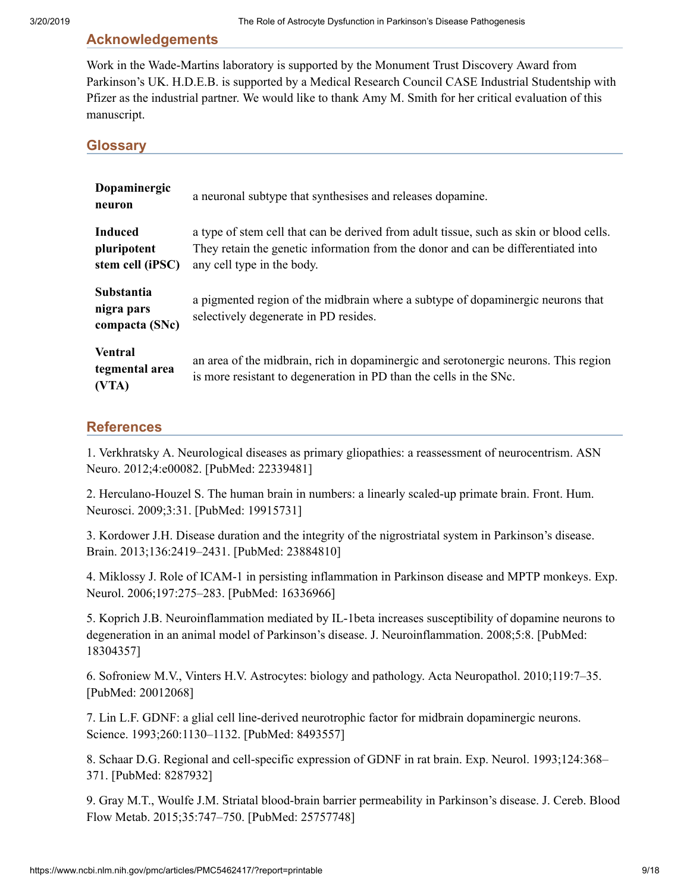## Acknowledgements

Work in the Wade-Martins laboratory is supported by the Monument Trust Discovery Award from Parkinson's UK. H.D.E.B. is supported by a Medical Research Council CASE Industrial Studentship with Pfizer as the industrial partner. We would like to thank Amy M. Smith for her critical evaluation of this manuscript.

## Glossary

| | |
|---|---|
| **Dopaminergic neuron** | a neuronal subtype that synthesises and releases dopamine. |
| **Induced pluripotent stem cell (iPSC)** | a type of stem cell that can be derived from adult tissue, such as skin or blood cells. They retain the genetic information from the donor and can be differentiated into any cell type in the body. |
| **Substantia nigra pars compacta (SNc)** | a pigmented region of the midbrain where a subtype of dopaminergic neurons that selectively degenerate in PD resides. |
| **Ventral tegmental area (VTA)** | an area of the midbrain, rich in dopaminergic and serotonergic neurons. This region is more resistant to degeneration in PD than the cells in the SNc. |

## References

1. Verkhratsky A. Neurological diseases as primary gliopathies: a reassessment of neurocentrism. ASN Neuro. 2012;4:e00082. [PubMed: 22339481]

2. Herculano-Houzel S. The human brain in numbers: a linearly scaled-up primate brain. Front. Hum. Neurosci. 2009;3:31. [PubMed: 19915731]

3. Kordower J.H. Disease duration and the integrity of the nigrostriatal system in Parkinson's disease. Brain. 2013;136:2419–2431. [PubMed: 23884810]

4. Miklossy J. Role of ICAM-1 in persisting inflammation in Parkinson disease and MPTP monkeys. Exp. Neurol. 2006;197:275–283. [PubMed: 16336966]

5. Koprich J.B. Neuroinflammation mediated by IL-1beta increases susceptibility of dopamine neurons to degeneration in an animal model of Parkinson's disease. J. Neuroinflammation. 2008;5:8. [PubMed: 18304357]

6. Sofroniew M.V., Vinters H.V. Astrocytes: biology and pathology. Acta Neuropathol. 2010;119:7–35. [PubMed: 20012068]

7. Lin L.F. GDNF: a glial cell line-derived neurotrophic factor for midbrain dopaminergic neurons. Science. 1993;260:1130–1132. [PubMed: 8493557]

8. Schaar D.G. Regional and cell-specific expression of GDNF in rat brain. Exp. Neurol. 1993;124:368–371. [PubMed: 8287932]

9. Gray M.T., Woulfe J.M. Striatal blood-brain barrier permeability in Parkinson's disease. J. Cereb. Blood Flow Metab. 2015;35:747–750. [PubMed: 25757748]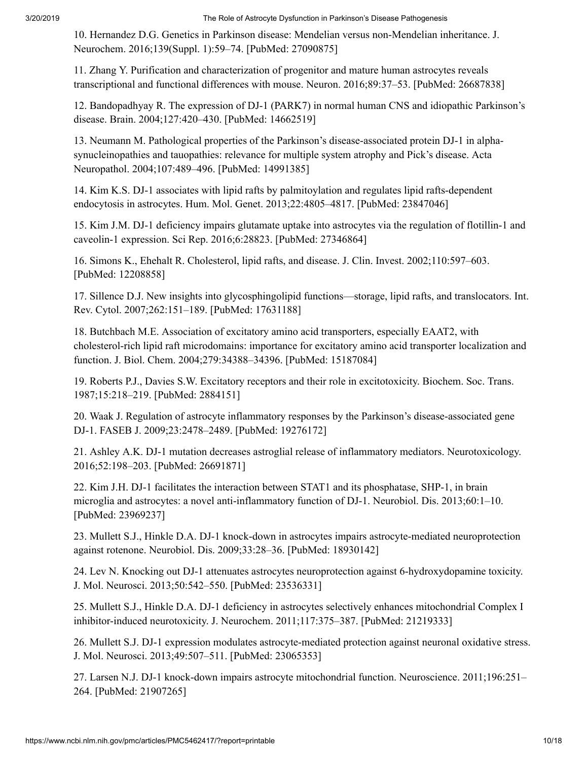10. Hernandez D.G. Genetics in Parkinson disease: Mendelian versus non-Mendelian inheritance. J. Neurochem. 2016;139(Suppl. 1):59–74. [PubMed: 27090875]

11. Zhang Y. Purification and characterization of progenitor and mature human astrocytes reveals transcriptional and functional differences with mouse. Neuron. 2016;89:37–53. [PubMed: 26687838]

12. Bandopadhyay R. The expression of DJ-1 (PARK7) in normal human CNS and idiopathic Parkinson's disease. Brain. 2004;127:420–430. [PubMed: 14662519]

13. Neumann M. Pathological properties of the Parkinson's disease-associated protein DJ-1 in alpha-synucleinopathies and tauopathies: relevance for multiple system atrophy and Pick's disease. Acta Neuropathol. 2004;107:489–496. [PubMed: 14991385]

14. Kim K.S. DJ-1 associates with lipid rafts by palmitoylation and regulates lipid rafts-dependent endocytosis in astrocytes. Hum. Mol. Genet. 2013;22:4805–4817. [PubMed: 23847046]

15. Kim J.M. DJ-1 deficiency impairs glutamate uptake into astrocytes via the regulation of flotillin-1 and caveolin-1 expression. Sci Rep. 2016;6:28823. [PubMed: 27346864]

16. Simons K., Ehehalt R. Cholesterol, lipid rafts, and disease. J. Clin. Invest. 2002;110:597–603. [PubMed: 12208858]

17. Sillence D.J. New insights into glycosphingolipid functions—storage, lipid rafts, and translocators. Int. Rev. Cytol. 2007;262:151–189. [PubMed: 17631188]

18. Butchbach M.E. Association of excitatory amino acid transporters, especially EAAT2, with cholesterol-rich lipid raft microdomains: importance for excitatory amino acid transporter localization and function. J. Biol. Chem. 2004;279:34388–34396. [PubMed: 15187084]

19. Roberts P.J., Davies S.W. Excitatory receptors and their role in excitotoxicity. Biochem. Soc. Trans. 1987;15:218–219. [PubMed: 2884151]

20. Waak J. Regulation of astrocyte inflammatory responses by the Parkinson's disease-associated gene DJ-1. FASEB J. 2009;23:2478–2489. [PubMed: 19276172]

21. Ashley A.K. DJ-1 mutation decreases astroglial release of inflammatory mediators. Neurotoxicology. 2016;52:198–203. [PubMed: 26691871]

22. Kim J.H. DJ-1 facilitates the interaction between STAT1 and its phosphatase, SHP-1, in brain microglia and astrocytes: a novel anti-inflammatory function of DJ-1. Neurobiol. Dis. 2013;60:1–10. [PubMed: 23969237]

23. Mullett S.J., Hinkle D.A. DJ-1 knock-down in astrocytes impairs astrocyte-mediated neuroprotection against rotenone. Neurobiol. Dis. 2009;33:28–36. [PubMed: 18930142]

24. Lev N. Knocking out DJ-1 attenuates astrocytes neuroprotection against 6-hydroxydopamine toxicity. J. Mol. Neurosci. 2013;50:542–550. [PubMed: 23536331]

25. Mullett S.J., Hinkle D.A. DJ-1 deficiency in astrocytes selectively enhances mitochondrial Complex I inhibitor-induced neurotoxicity. J. Neurochem. 2011;117:375–387. [PubMed: 21219333]

26. Mullett S.J. DJ-1 expression modulates astrocyte-mediated protection against neuronal oxidative stress. J. Mol. Neurosci. 2013;49:507–511. [PubMed: 23065353]

27. Larsen N.J. DJ-1 knock-down impairs astrocyte mitochondrial function. Neuroscience. 2011;196:251–264. [PubMed: 21907265]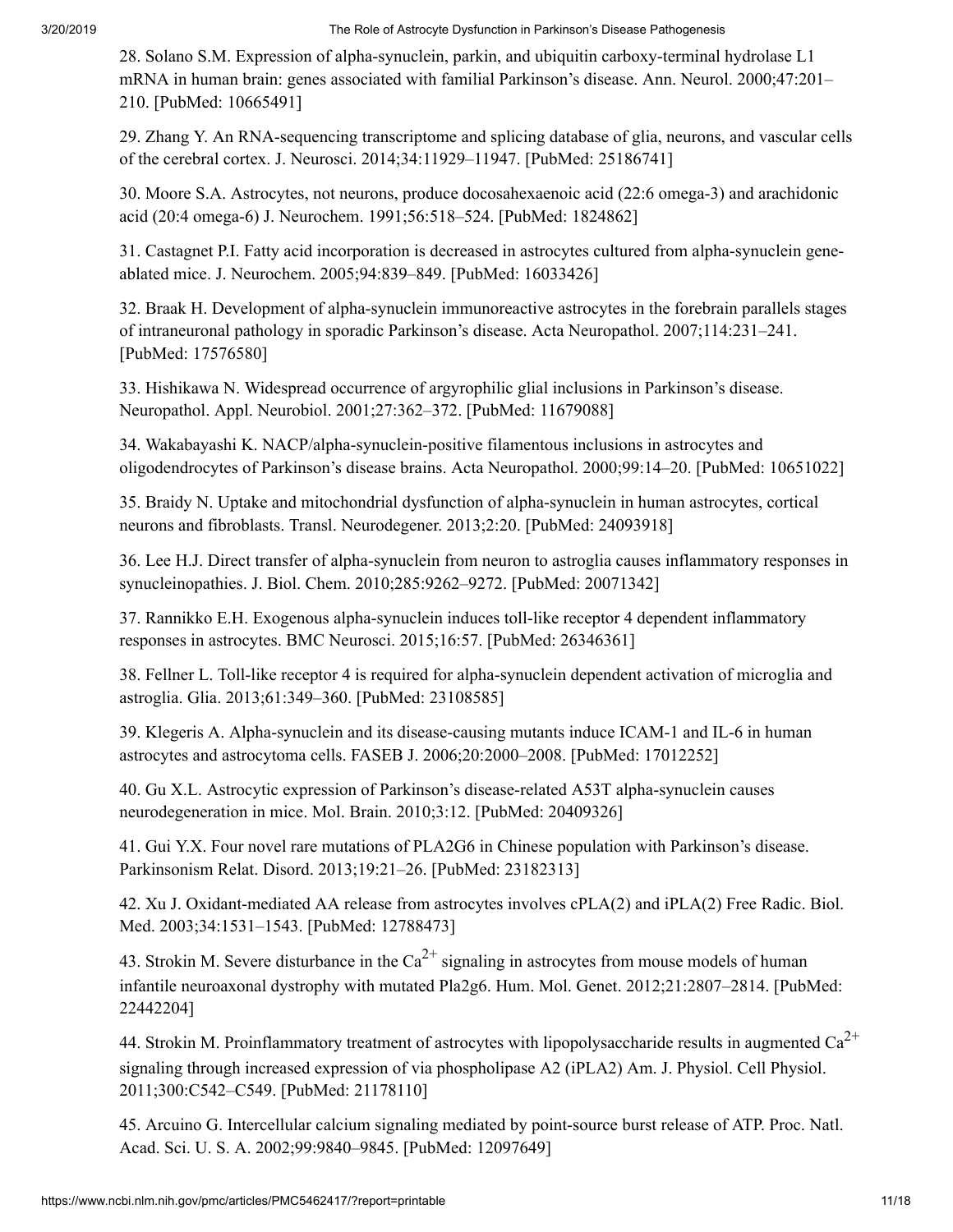28. Solano S.M. Expression of alpha-synuclein, parkin, and ubiquitin carboxy-terminal hydrolase L1 mRNA in human brain: genes associated with familial Parkinson's disease. Ann. Neurol. 2000;47:201–210. [PubMed: 10665491]

29. Zhang Y. An RNA-sequencing transcriptome and splicing database of glia, neurons, and vascular cells of the cerebral cortex. J. Neurosci. 2014;34:11929–11947. [PubMed: 25186741]

30. Moore S.A. Astrocytes, not neurons, produce docosahexaenoic acid (22:6 omega-3) and arachidonic acid (20:4 omega-6) J. Neurochem. 1991;56:518–524. [PubMed: 1824862]

31. Castagnet P.I. Fatty acid incorporation is decreased in astrocytes cultured from alpha-synuclein gene-ablated mice. J. Neurochem. 2005;94:839–849. [PubMed: 16033426]

32. Braak H. Development of alpha-synuclein immunoreactive astrocytes in the forebrain parallels stages of intraneuronal pathology in sporadic Parkinson's disease. Acta Neuropathol. 2007;114:231–241. [PubMed: 17576580]

33. Hishikawa N. Widespread occurrence of argyrophilic glial inclusions in Parkinson's disease. Neuropathol. Appl. Neurobiol. 2001;27:362–372. [PubMed: 11679088]

34. Wakabayashi K. NACP/alpha-synuclein-positive filamentous inclusions in astrocytes and oligodendrocytes of Parkinson's disease brains. Acta Neuropathol. 2000;99:14–20. [PubMed: 10651022]

35. Braidy N. Uptake and mitochondrial dysfunction of alpha-synuclein in human astrocytes, cortical neurons and fibroblasts. Transl. Neurodegener. 2013;2:20. [PubMed: 24093918]

36. Lee H.J. Direct transfer of alpha-synuclein from neuron to astroglia causes inflammatory responses in synucleinopathies. J. Biol. Chem. 2010;285:9262–9272. [PubMed: 20071342]

37. Rannikko E.H. Exogenous alpha-synuclein induces toll-like receptor 4 dependent inflammatory responses in astrocytes. BMC Neurosci. 2015;16:57. [PubMed: 26346361]

38. Fellner L. Toll-like receptor 4 is required for alpha-synuclein dependent activation of microglia and astroglia. Glia. 2013;61:349–360. [PubMed: 23108585]

39. Klegeris A. Alpha-synuclein and its disease-causing mutants induce ICAM-1 and IL-6 in human astrocytes and astrocytoma cells. FASEB J. 2006;20:2000–2008. [PubMed: 17012252]

40. Gu X.L. Astrocytic expression of Parkinson's disease-related A53T alpha-synuclein causes neurodegeneration in mice. Mol. Brain. 2010;3:12. [PubMed: 20409326]

41. Gui Y.X. Four novel rare mutations of PLA2G6 in Chinese population with Parkinson's disease. Parkinsonism Relat. Disord. 2013;19:21–26. [PubMed: 23182313]

42. Xu J. Oxidant-mediated AA release from astrocytes involves cPLA(2) and iPLA(2) Free Radic. Biol. Med. 2003;34:1531–1543. [PubMed: 12788473]

43. Strokin M. Severe disturbance in the $Ca^{2+}$ signaling in astrocytes from mouse models of human infantile neuroaxonal dystrophy with mutated Pla2g6. Hum. Mol. Genet. 2012;21:2807–2814. [PubMed: 22442204]

44. Strokin M. Proinflammatory treatment of astrocytes with lipopolysaccharide results in augmented $Ca^{2+}$ signaling through increased expression of via phospholipase A2 (iPLA2) Am. J. Physiol. Cell Physiol. 2011;300:C542–C549. [PubMed: 21178110]

45. Arcuino G. Intercellular calcium signaling mediated by point-source burst release of ATP. Proc. Natl. Acad. Sci. U. S. A. 2002;99:9840–9845. [PubMed: 12097649]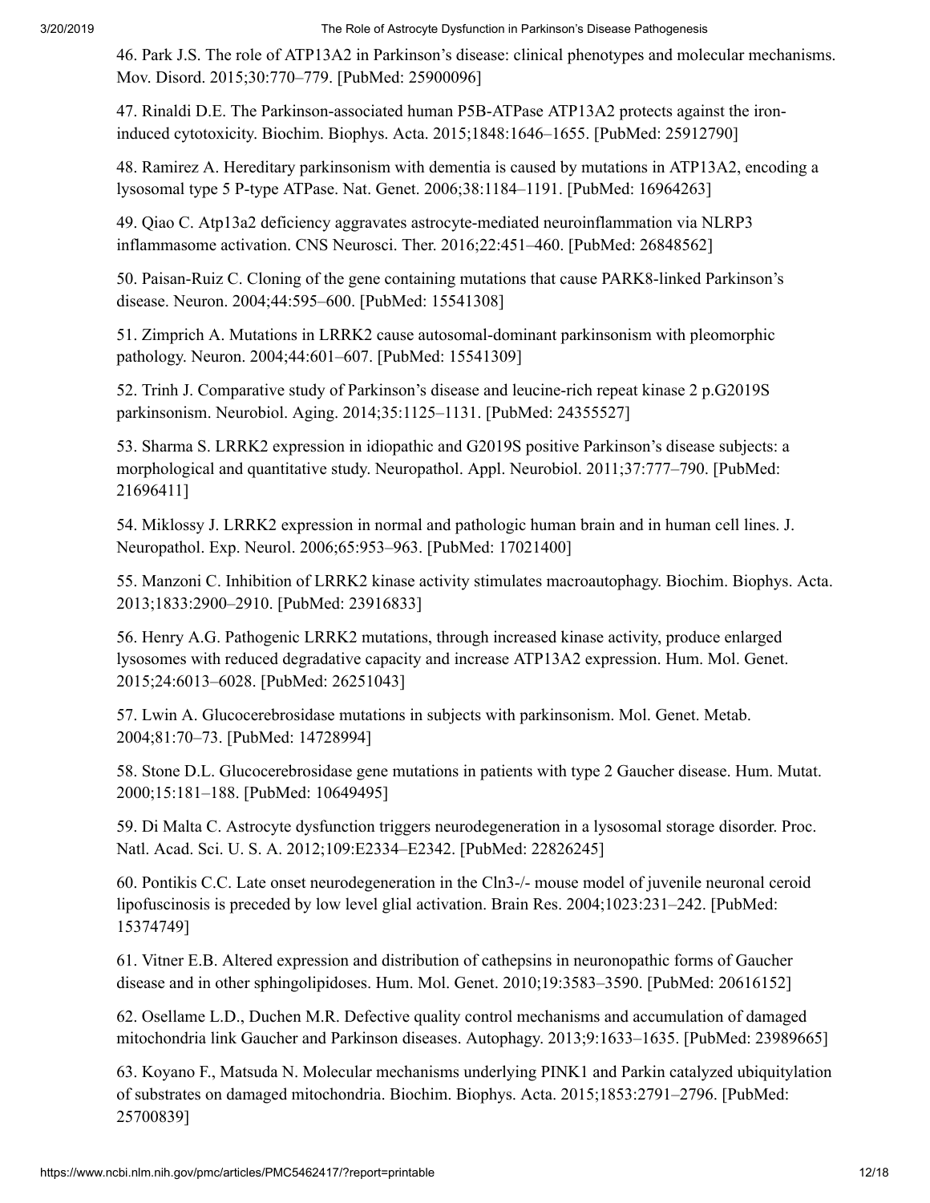46. Park J.S. The role of ATP13A2 in Parkinson's disease: clinical phenotypes and molecular mechanisms. Mov. Disord. 2015;30:770–779. [PubMed: 25900096]

47. Rinaldi D.E. The Parkinson-associated human P5B-ATPase ATP13A2 protects against the iron-induced cytotoxicity. Biochim. Biophys. Acta. 2015;1848:1646–1655. [PubMed: 25912790]

48. Ramirez A. Hereditary parkinsonism with dementia is caused by mutations in ATP13A2, encoding a lysosomal type 5 P-type ATPase. Nat. Genet. 2006;38:1184–1191. [PubMed: 16964263]

49. Qiao C. Atp13a2 deficiency aggravates astrocyte-mediated neuroinflammation via NLRP3 inflammasome activation. CNS Neurosci. Ther. 2016;22:451–460. [PubMed: 26848562]

50. Paisan-Ruiz C. Cloning of the gene containing mutations that cause PARK8-linked Parkinson's disease. Neuron. 2004;44:595–600. [PubMed: 15541308]

51. Zimprich A. Mutations in LRRK2 cause autosomal-dominant parkinsonism with pleomorphic pathology. Neuron. 2004;44:601–607. [PubMed: 15541309]

52. Trinh J. Comparative study of Parkinson's disease and leucine-rich repeat kinase 2 p.G2019S parkinsonism. Neurobiol. Aging. 2014;35:1125–1131. [PubMed: 24355527]

53. Sharma S. LRRK2 expression in idiopathic and G2019S positive Parkinson's disease subjects: a morphological and quantitative study. Neuropathol. Appl. Neurobiol. 2011;37:777–790. [PubMed: 21696411]

54. Miklossy J. LRRK2 expression in normal and pathologic human brain and in human cell lines. J. Neuropathol. Exp. Neurol. 2006;65:953–963. [PubMed: 17021400]

55. Manzoni C. Inhibition of LRRK2 kinase activity stimulates macroautophagy. Biochim. Biophys. Acta. 2013;1833:2900–2910. [PubMed: 23916833]

56. Henry A.G. Pathogenic LRRK2 mutations, through increased kinase activity, produce enlarged lysosomes with reduced degradative capacity and increase ATP13A2 expression. Hum. Mol. Genet. 2015;24:6013–6028. [PubMed: 26251043]

57. Lwin A. Glucocerebrosidase mutations in subjects with parkinsonism. Mol. Genet. Metab. 2004;81:70–73. [PubMed: 14728994]

58. Stone D.L. Glucocerebrosidase gene mutations in patients with type 2 Gaucher disease. Hum. Mutat. 2000;15:181–188. [PubMed: 10649495]

59. Di Malta C. Astrocyte dysfunction triggers neurodegeneration in a lysosomal storage disorder. Proc. Natl. Acad. Sci. U. S. A. 2012;109:E2334–E2342. [PubMed: 22826245]

60. Pontikis C.C. Late onset neurodegeneration in the Cln3-/- mouse model of juvenile neuronal ceroid lipofuscinosis is preceded by low level glial activation. Brain Res. 2004;1023:231–242. [PubMed: 15374749]

61. Vitner E.B. Altered expression and distribution of cathepsins in neuronopathic forms of Gaucher disease and in other sphingolipidoses. Hum. Mol. Genet. 2010;19:3583–3590. [PubMed: 20616152]

62. Osellame L.D., Duchen M.R. Defective quality control mechanisms and accumulation of damaged mitochondria link Gaucher and Parkinson diseases. Autophagy. 2013;9:1633–1635. [PubMed: 23989665]

63. Koyano F., Matsuda N. Molecular mechanisms underlying PINK1 and Parkin catalyzed ubiquitylation of substrates on damaged mitochondria. Biochim. Biophys. Acta. 2015;1853:2791–2796. [PubMed: 25700839]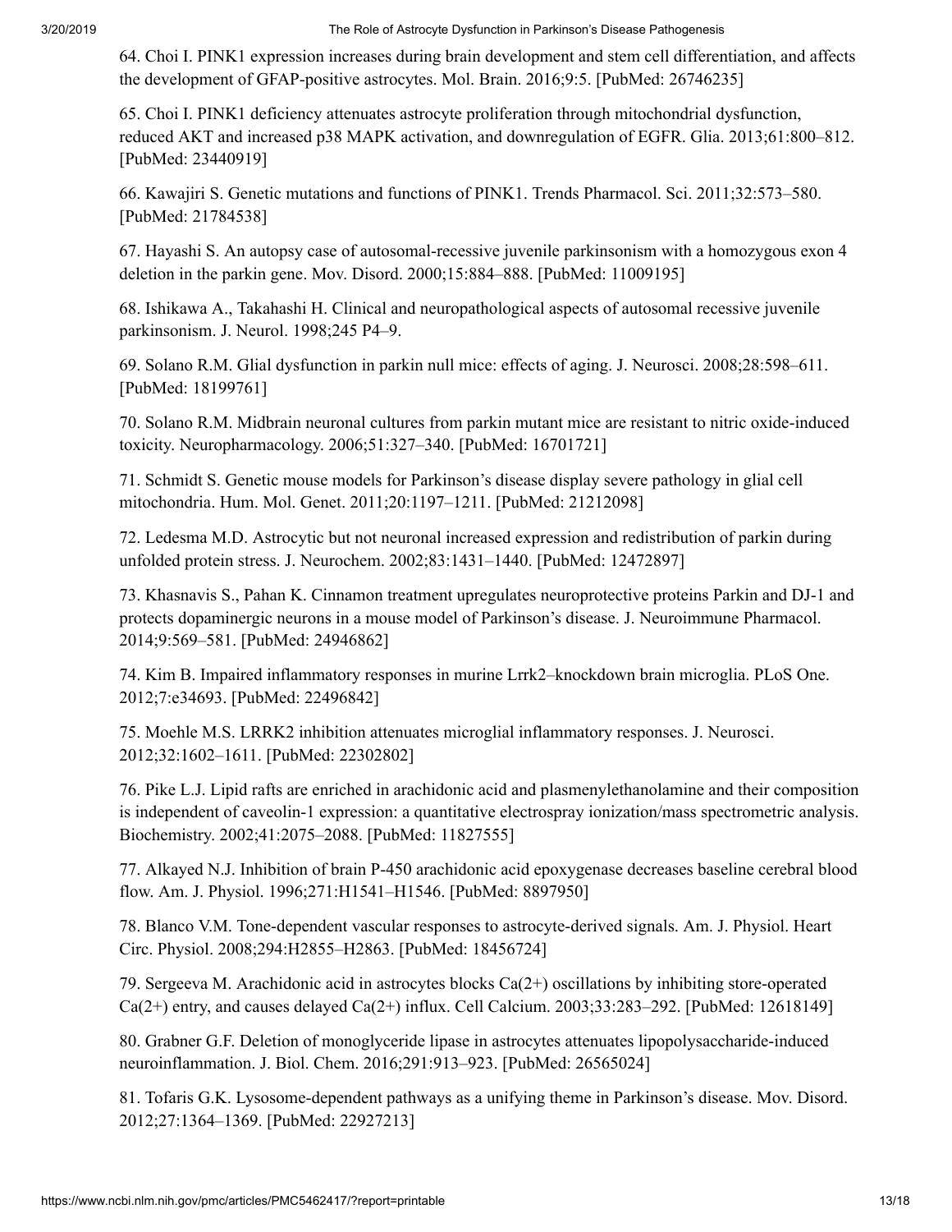64. Choi I. PINK1 expression increases during brain development and stem cell differentiation, and affects the development of GFAP-positive astrocytes. Mol. Brain. 2016;9:5. [PubMed: 26746235]

65. Choi I. PINK1 deficiency attenuates astrocyte proliferation through mitochondrial dysfunction, reduced AKT and increased p38 MAPK activation, and downregulation of EGFR. Glia. 2013;61:800–812. [PubMed: 23440919]

66. Kawajiri S. Genetic mutations and functions of PINK1. Trends Pharmacol. Sci. 2011;32:573–580. [PubMed: 21784538]

67. Hayashi S. An autopsy case of autosomal-recessive juvenile parkinsonism with a homozygous exon 4 deletion in the parkin gene. Mov. Disord. 2000;15:884–888. [PubMed: 11009195]

68. Ishikawa A., Takahashi H. Clinical and neuropathological aspects of autosomal recessive juvenile parkinsonism. J. Neurol. 1998;245 P4–9.

69. Solano R.M. Glial dysfunction in parkin null mice: effects of aging. J. Neurosci. 2008;28:598–611. [PubMed: 18199761]

70. Solano R.M. Midbrain neuronal cultures from parkin mutant mice are resistant to nitric oxide-induced toxicity. Neuropharmacology. 2006;51:327–340. [PubMed: 16701721]

71. Schmidt S. Genetic mouse models for Parkinson's disease display severe pathology in glial cell mitochondria. Hum. Mol. Genet. 2011;20:1197–1211. [PubMed: 21212098]

72. Ledesma M.D. Astrocytic but not neuronal increased expression and redistribution of parkin during unfolded protein stress. J. Neurochem. 2002;83:1431–1440. [PubMed: 12472897]

73. Khasnavis S., Pahan K. Cinnamon treatment upregulates neuroprotective proteins Parkin and DJ-1 and protects dopaminergic neurons in a mouse model of Parkinson's disease. J. Neuroimmune Pharmacol. 2014;9:569–581. [PubMed: 24946862]

74. Kim B. Impaired inflammatory responses in murine Lrrk2–knockdown brain microglia. PLoS One. 2012;7:e34693. [PubMed: 22496842]

75. Moehle M.S. LRRK2 inhibition attenuates microglial inflammatory responses. J. Neurosci. 2012;32:1602–1611. [PubMed: 22302802]

76. Pike L.J. Lipid rafts are enriched in arachidonic acid and plasmenylethanolamine and their composition is independent of caveolin-1 expression: a quantitative electrospray ionization/mass spectrometric analysis. Biochemistry. 2002;41:2075–2088. [PubMed: 11827555]

77. Alkayed N.J. Inhibition of brain P-450 arachidonic acid epoxygenase decreases baseline cerebral blood flow. Am. J. Physiol. 1996;271:H1541–H1546. [PubMed: 8897950]

78. Blanco V.M. Tone-dependent vascular responses to astrocyte-derived signals. Am. J. Physiol. Heart Circ. Physiol. 2008;294:H2855–H2863. [PubMed: 18456724]

79. Sergeeva M. Arachidonic acid in astrocytes blocks $Ca^{2+}$ oscillations by inhibiting store-operated $Ca^{2+}$ entry, and causes delayed $Ca^{2+}$ influx. Cell Calcium. 2003;33:283–292. [PubMed: 12618149]

80. Grabner G.F. Deletion of monoglyceride lipase in astrocytes attenuates lipopolysaccharide-induced neuroinflammation. J. Biol. Chem. 2016;291:913–923. [PubMed: 26565024]

81. Tofaris G.K. Lysosome-dependent pathways as a unifying theme in Parkinson's disease. Mov. Disord. 2012;27:1364–1369. [PubMed: 22927213]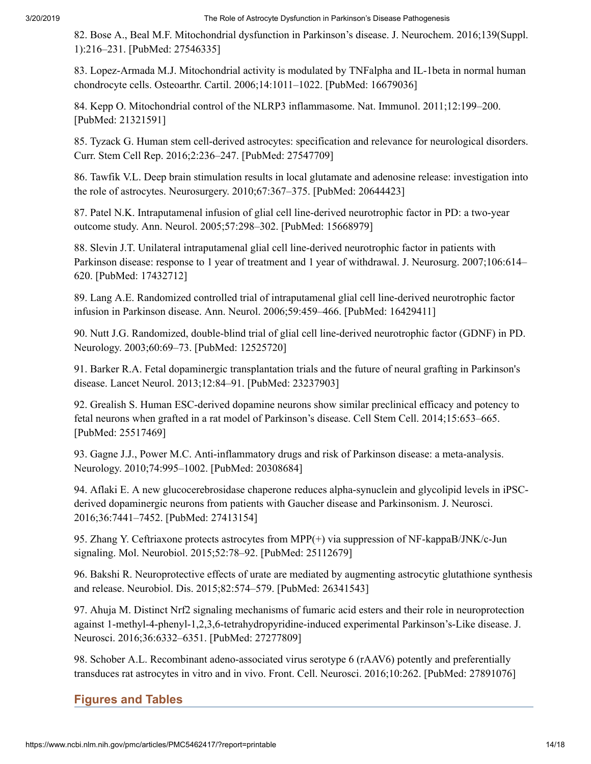82. Bose A., Beal M.F. Mitochondrial dysfunction in Parkinson's disease. J. Neurochem. 2016;139(Suppl. 1):216–231. [PubMed: 27546335]

83. Lopez-Armada M.J. Mitochondrial activity is modulated by TNFalpha and IL-1beta in normal human chondrocyte cells. Osteoarthr. Cartil. 2006;14:1011–1022. [PubMed: 16679036]

84. Kepp O. Mitochondrial control of the NLRP3 inflammasome. Nat. Immunol. 2011;12:199–200. [PubMed: 21321591]

85. Tyzack G. Human stem cell-derived astrocytes: specification and relevance for neurological disorders. Curr. Stem Cell Rep. 2016;2:236–247. [PubMed: 27547709]

86. Tawfik V.L. Deep brain stimulation results in local glutamate and adenosine release: investigation into the role of astrocytes. Neurosurgery. 2010;67:367–375. [PubMed: 20644423]

87. Patel N.K. Intraputamenal infusion of glial cell line-derived neurotrophic factor in PD: a two-year outcome study. Ann. Neurol. 2005;57:298–302. [PubMed: 15668979]

88. Slevin J.T. Unilateral intraputamenal glial cell line-derived neurotrophic factor in patients with Parkinson disease: response to 1 year of treatment and 1 year of withdrawal. J. Neurosurg. 2007;106:614–620. [PubMed: 17432712]

89. Lang A.E. Randomized controlled trial of intraputamenal glial cell line-derived neurotrophic factor infusion in Parkinson disease. Ann. Neurol. 2006;59:459–466. [PubMed: 16429411]

90. Nutt J.G. Randomized, double-blind trial of glial cell line-derived neurotrophic factor (GDNF) in PD. Neurology. 2003;60:69–73. [PubMed: 12525720]

91. Barker R.A. Fetal dopaminergic transplantation trials and the future of neural grafting in Parkinson's disease. Lancet Neurol. 2013;12:84–91. [PubMed: 23237903]

92. Grealish S. Human ESC-derived dopamine neurons show similar preclinical efficacy and potency to fetal neurons when grafted in a rat model of Parkinson's disease. Cell Stem Cell. 2014;15:653–665. [PubMed: 25517469]

93. Gagne J.J., Power M.C. Anti-inflammatory drugs and risk of Parkinson disease: a meta-analysis. Neurology. 2010;74:995–1002. [PubMed: 20308684]

94. Aflaki E. A new glucocerebrosidase chaperone reduces alpha-synuclein and glycolipid levels in iPSC-derived dopaminergic neurons from patients with Gaucher disease and Parkinsonism. J. Neurosci. 2016;36:7441–7452. [PubMed: 27413154]

95. Zhang Y. Ceftriaxone protects astrocytes from MPP(+) via suppression of NF-kappaB/JNK/c-Jun signaling. Mol. Neurobiol. 2015;52:78–92. [PubMed: 25112679]

96. Bakshi R. Neuroprotective effects of urate are mediated by augmenting astrocytic glutathione synthesis and release. Neurobiol. Dis. 2015;82:574–579. [PubMed: 26341543]

97. Ahuja M. Distinct Nrf2 signaling mechanisms of fumaric acid esters and their role in neuroprotection against 1-methyl-4-phenyl-1,2,3,6-tetrahydropyridine-induced experimental Parkinson's-Like disease. J. Neurosci. 2016;36:6332–6351. [PubMed: 27277809]

98. Schober A.L. Recombinant adeno-associated virus serotype 6 (rAAV6) potently and preferentially transduces rat astrocytes in vitro and in vivo. Front. Cell. Neurosci. 2016;10:262. [PubMed: 27891076]

## Figures and Tables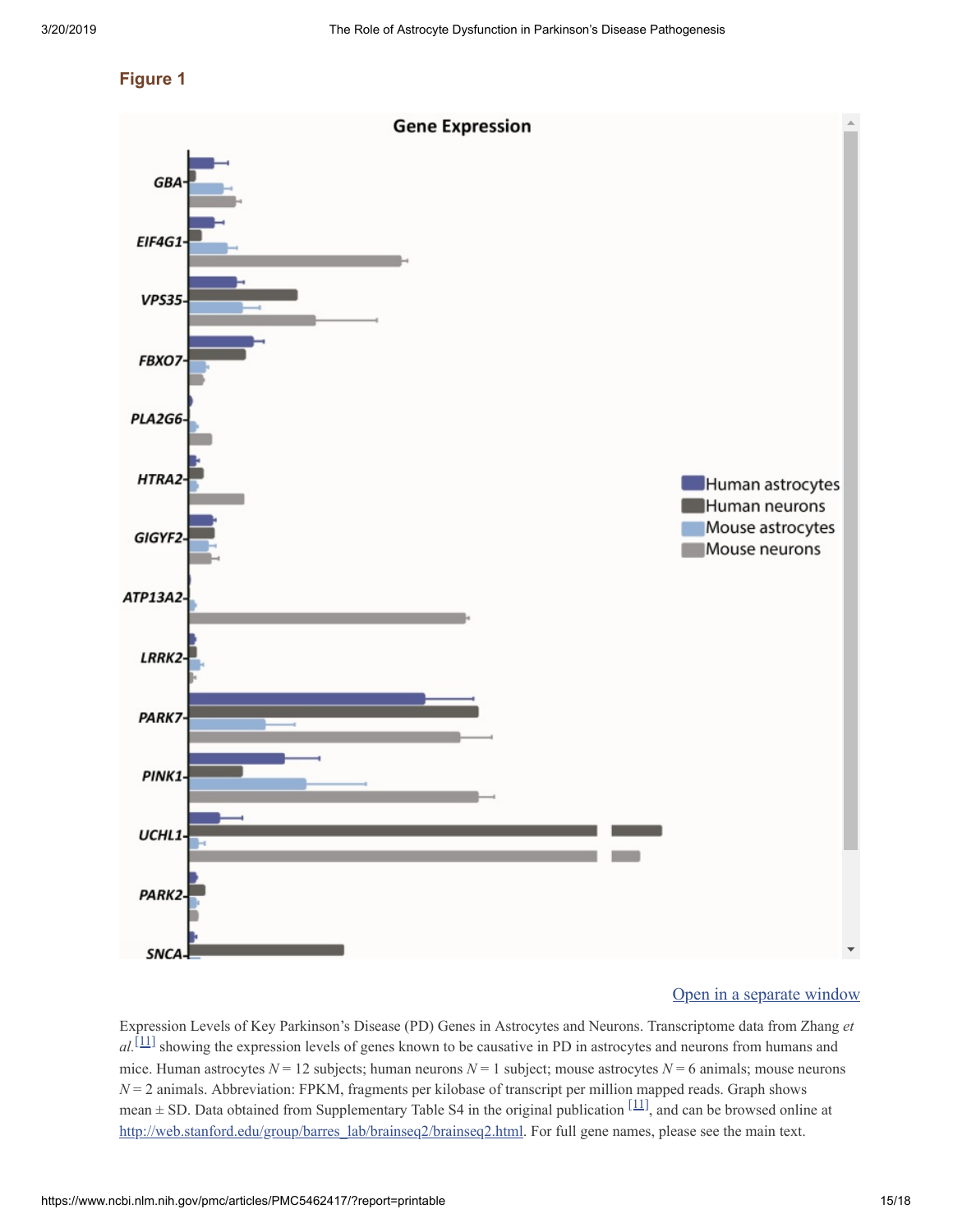## Figure 1

Open in a separate window

Expression Levels of Key Parkinson's Disease (PD) Genes in Astrocytes and Neurons. Transcriptome data from Zhang *et al.*[11] showing the expression levels of genes known to be causative in PD in astrocytes and neurons from humans and mice. Human astrocytes $N = 12$ subjects; human neurons $N = 1$ subject; mouse astrocytes $N = 6$ animals; mouse neurons $N = 2$ animals. Abbreviation: FPKM, fragments per kilobase of transcript per million mapped reads. Graph shows mean ± SD. Data obtained from Supplementary Table S4 in the original publication [11], and can be browsed online at http://web.stanford.edu/group/barres_lab/brainseq2/brainseq2.html. For full gene names, please see the main text.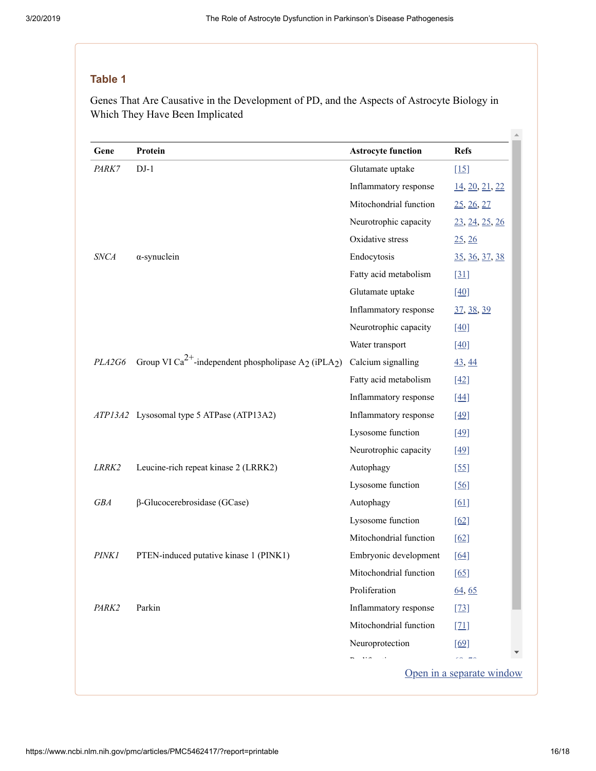## Table 1

Genes That Are Causative in the Development of PD, and the Aspects of Astrocyte Biology in Which They Have Been Implicated

| Gene | Protein | Astrocyte function | Refs |
|---|---|---|---|
| *PARK7* | DJ-1 | Glutamate uptake | [15] |
| | | Inflammatory response | 14, 20, 21, 22 |
| | | Mitochondrial function | 25, 26, 27 |
| | | Neurotrophic capacity | 23, 24, 25, 26 |
| | | Oxidative stress | 25, 26 |
| *SNCA* | α-synuclein | Endocytosis | 35, 36, 37, 38 |
| | | Fatty acid metabolism | [31] |
| | | Glutamate uptake | [40] |
| | | Inflammatory response | 37, 38, 39 |
| | | Neurotrophic capacity | [40] |
| | | Water transport | [40] |
| *PLA2G6* | Group VI $Ca^{2+}$-independent phospholipase $A_2$ ($iPLA_2$) | Calcium signalling | 43, 44 |
| | | Fatty acid metabolism | [42] |
| | | Inflammatory response | [44] |
| *ATP13A2* | Lysosomal type 5 ATPase (ATP13A2) | Inflammatory response | [49] |
| | | Lysosome function | [49] |
| | | Neurotrophic capacity | [49] |
| *LRRK2* | Leucine-rich repeat kinase 2 (LRRK2) | Autophagy | [55] |
| | | Lysosome function | [56] |
| *GBA* | β-Glucocerebrosidase (GCase) | Autophagy | [61] |
| | | Lysosome function | [62] |
| | | Mitochondrial function | [62] |
| *PINK1* | PTEN-induced putative kinase 1 (PINK1) | Embryonic development | [64] |
| | | Mitochondrial function | [65] |
| | | Proliferation | 64, 65 |
| *PARK2* | Parkin | Inflammatory response | [73] |
| | | Mitochondrial function | [71] |
| | | Neuroprotection | [69] |

Open in a separate window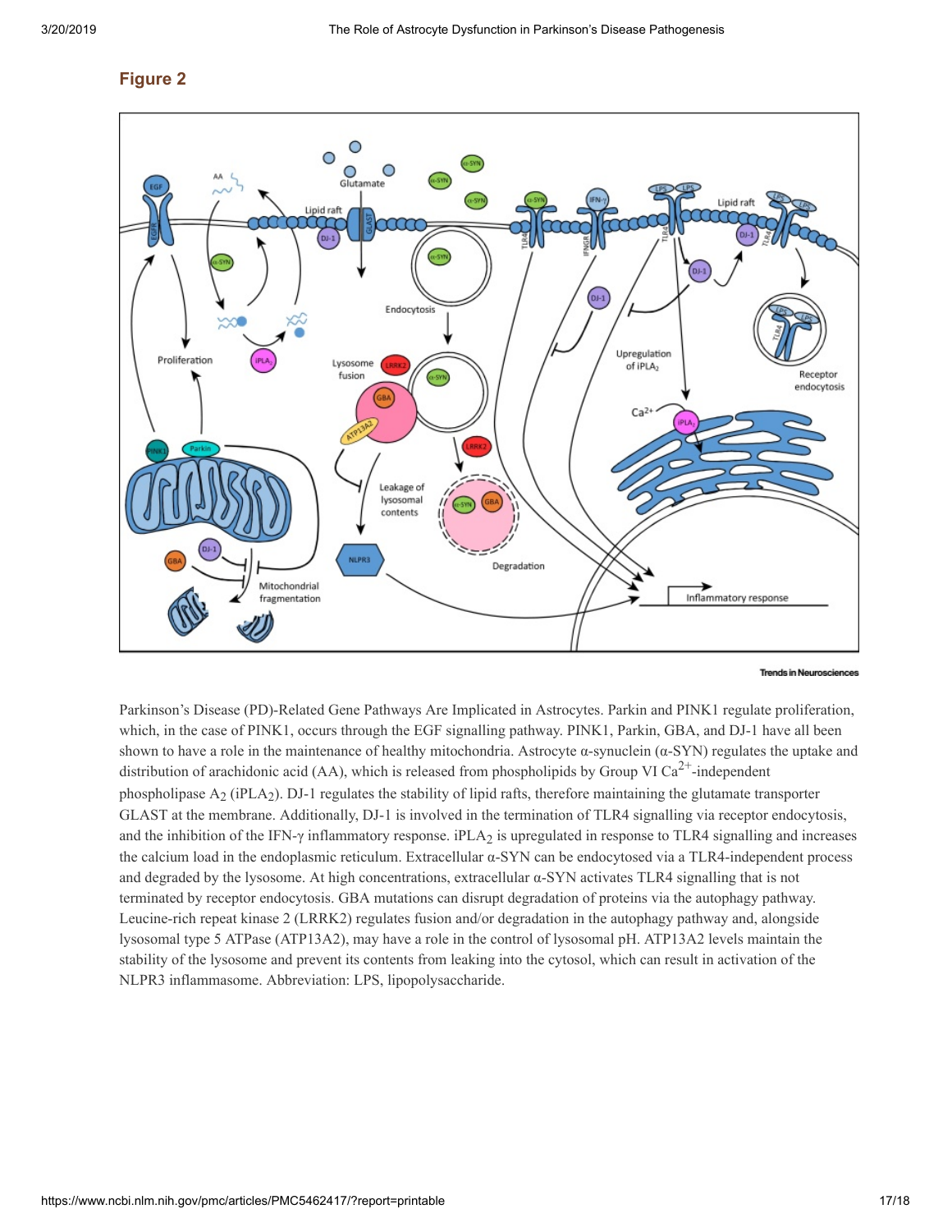## Figure 2

Parkinson's Disease (PD)-Related Gene Pathways Are Implicated in Astrocytes. Parkin and PINK1 regulate proliferation, which, in the case of PINK1, occurs through the EGF signalling pathway. PINK1, Parkin, GBA, and DJ-1 have all been shown to have a role in the maintenance of healthy mitochondria. Astrocyte α-synuclein (α-SYN) regulates the uptake and distribution of arachidonic acid (AA), which is released from phospholipids by Group VI $Ca^{2+}$-independent phospholipase $A_2$ (iPL$A_2$). DJ-1 regulates the stability of lipid rafts, therefore maintaining the glutamate transporter GLAST at the membrane. Additionally, DJ-1 is involved in the termination of TLR4 signalling via receptor endocytosis, and the inhibition of the IFN-γ inflammatory response. iPL$A_2$ is upregulated in response to TLR4 signalling and increases the calcium load in the endoplasmic reticulum. Extracellular α-SYN can be endocytosed via a TLR4-independent process and degraded by the lysosome. At high concentrations, extracellular α-SYN activates TLR4 signalling that is not terminated by receptor endocytosis. GBA mutations can disrupt degradation of proteins via the autophagy pathway. Leucine-rich repeat kinase 2 (LRRK2) regulates fusion and/or degradation in the autophagy pathway and, alongside lysosomal type 5 ATPase (ATP13A2), may have a role in the control of lysosomal pH. ATP13A2 levels maintain the stability of the lysosome and prevent its contents from leaking into the cytosol, which can result in activation of the NLPR3 inflammasome. Abbreviation: LPS, lipopolysaccharide.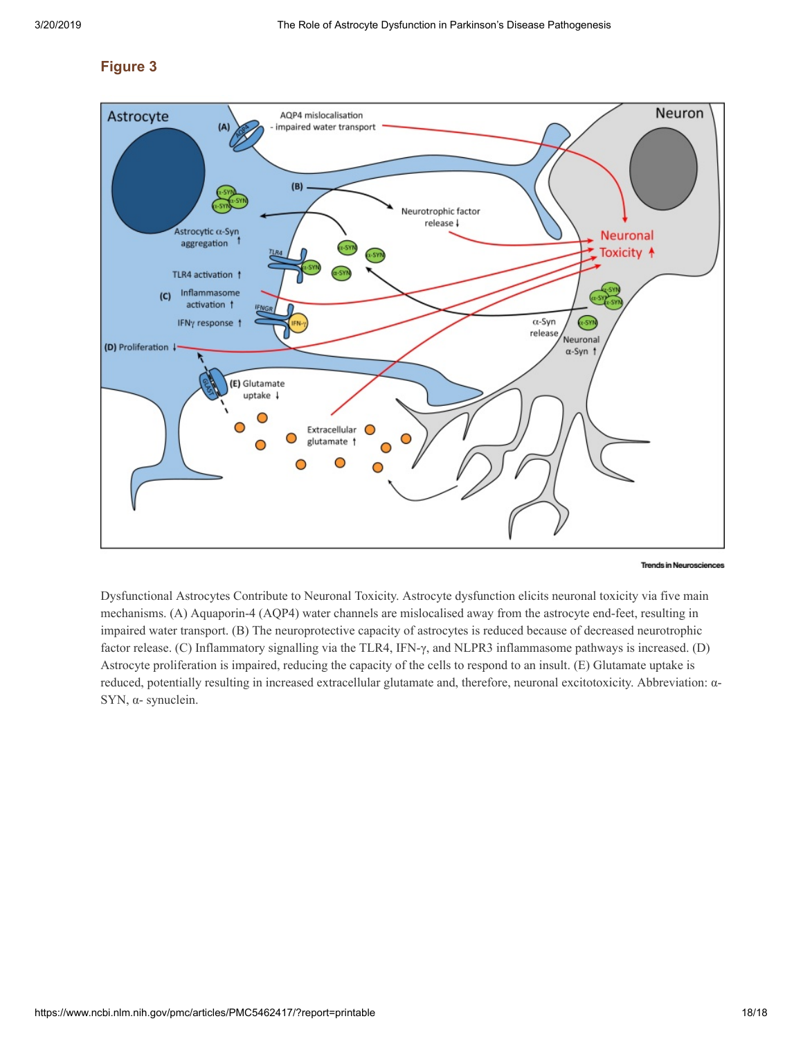## Figure 3

Astrocyte

Neuron

(A) AQP4 mislocalisation - impaired water transport

(B) Neurotrophic factor release ↓

Astrocytic α-Syn aggregation ↑

TLR4 activation ↑

(C) Inflammasome activation ↑

IFNγ response ↑

(D) Proliferation ↓

(E) Glutamate uptake ↓

Extracellular glutamate ↑

Neuronal Toxicity ↑

α-Syn release

Neuronal α-Syn ↑

Trends in Neurosciences

Dysfunctional Astrocytes Contribute to Neuronal Toxicity. Astrocyte dysfunction elicits neuronal toxicity via five main mechanisms. (A) Aquaporin-4 (AQP4) water channels are mislocalised away from the astrocyte end-feet, resulting in impaired water transport. (B) The neuroprotective capacity of astrocytes is reduced because of decreased neurotrophic factor release. (C) Inflammatory signalling via the TLR4, IFN-γ, and NLPR3 inflammasome pathways is increased. (D) Astrocyte proliferation is impaired, reducing the capacity of the cells to respond to an insult. (E) Glutamate uptake is reduced, potentially resulting in increased extracellular glutamate and, therefore, neuronal excitotoxicity. Abbreviation: α-SYN, α- synuclein.